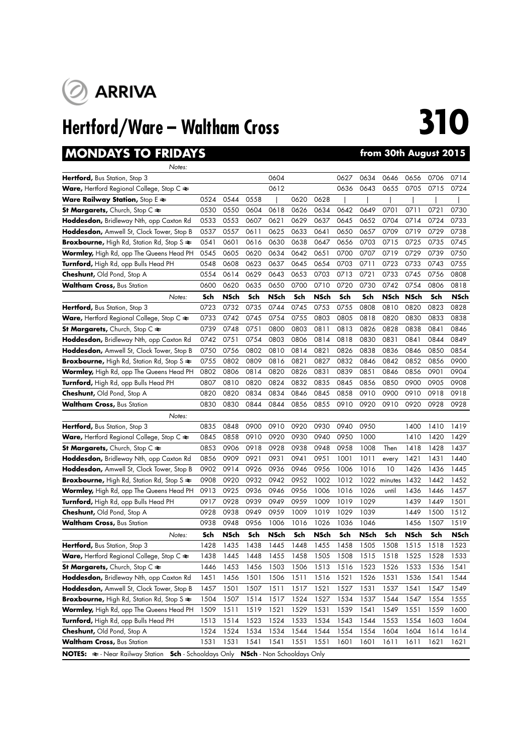ARRIVA

# Hertford/Ware – Waltham Cross 310

## MONDAYS TO FRIDAYS from 30th August 2015

| Notes: | | | | | | | | | | | | |
|---|---|---|---|---|---|---|---|---|---|---|---|---|
| **Hertford,** Bus Station, Stop 3 | | | | 0604 | | | 0627 | 0634 | 0646 | 0656 | 0706 | 0714 |
| **Ware,** Hertford Regional College, Stop C ≠ | | | | 0612 | | | 0636 | 0643 | 0655 | 0705 | 0715 | 0724 |
| **Ware Railway Station,** Stop E ≠ | 0524 | 0544 | 0558 | \| | 0620 | 0628 | \| | \| | \| | \| | \| | \| |
| **St Margarets,** Church, Stop C ≠ | 0530 | 0550 | 0604 | 0618 | 0626 | 0634 | 0642 | 0649 | 0701 | 0711 | 0721 | 0730 |
| **Hoddesdon,** Bridleway Nth, opp Caxton Rd | 0533 | 0553 | 0607 | 0621 | 0629 | 0637 | 0645 | 0652 | 0704 | 0714 | 0724 | 0733 |
| **Hoddesdon,** Amwell St, Clock Tower, Stop B | 0537 | 0557 | 0611 | 0625 | 0633 | 0641 | 0650 | 0657 | 0709 | 0719 | 0729 | 0738 |
| **Broxbourne,** High Rd, Station Rd, Stop S ≠ | 0541 | 0601 | 0616 | 0630 | 0638 | 0647 | 0656 | 0703 | 0715 | 0725 | 0735 | 0745 |
| **Wormley,** High Rd, opp The Queens Head PH | 0545 | 0605 | 0620 | 0634 | 0642 | 0651 | 0700 | 0707 | 0719 | 0729 | 0739 | 0750 |
| **Turnford,** High Rd, opp Bulls Head PH | 0548 | 0608 | 0623 | 0637 | 0645 | 0654 | 0703 | 0711 | 0723 | 0733 | 0743 | 0755 |
| **Cheshunt,** Old Pond, Stop A | 0554 | 0614 | 0629 | 0643 | 0653 | 0703 | 0713 | 0721 | 0733 | 0745 | 0756 | 0808 |
| **Waltham Cross,** Bus Station | 0600 | 0620 | 0635 | 0650 | 0700 | 0710 | 0720 | 0730 | 0742 | 0754 | 0806 | 0818 |

| Notes: | Sch | NSch | Sch | NSch | Sch | NSch | Sch | Sch | NSch | NSch | Sch | NSch |
|---|---|---|---|---|---|---|---|---|---|---|---|---|
| **Hertford,** Bus Station, Stop 3 | 0723 | 0732 | 0735 | 0744 | 0745 | 0753 | 0755 | 0808 | 0810 | 0820 | 0823 | 0828 |
| **Ware,** Hertford Regional College, Stop C ≠ | 0733 | 0742 | 0745 | 0754 | 0755 | 0803 | 0805 | 0818 | 0820 | 0830 | 0833 | 0838 |
| **St Margarets,** Church, Stop C ≠ | 0739 | 0748 | 0751 | 0800 | 0803 | 0811 | 0813 | 0826 | 0828 | 0838 | 0841 | 0846 |
| **Hoddesdon,** Bridleway Nth, opp Caxton Rd | 0742 | 0751 | 0754 | 0803 | 0806 | 0814 | 0818 | 0830 | 0831 | 0841 | 0844 | 0849 |
| **Hoddesdon,** Amwell St, Clock Tower, Stop B | 0750 | 0756 | 0802 | 0810 | 0814 | 0821 | 0826 | 0838 | 0836 | 0846 | 0850 | 0854 |
| **Broxbourne,** High Rd, Station Rd, Stop S ≠ | 0755 | 0802 | 0809 | 0816 | 0821 | 0827 | 0832 | 0846 | 0842 | 0852 | 0856 | 0900 |
| **Wormley,** High Rd, opp The Queens Head PH | 0802 | 0806 | 0814 | 0820 | 0826 | 0831 | 0839 | 0851 | 0846 | 0856 | 0901 | 0904 |
| **Turnford,** High Rd, opp Bulls Head PH | 0807 | 0810 | 0820 | 0824 | 0832 | 0835 | 0845 | 0856 | 0850 | 0900 | 0905 | 0908 |
| **Cheshunt,** Old Pond, Stop A | 0820 | 0820 | 0834 | 0834 | 0846 | 0845 | 0858 | 0910 | 0900 | 0910 | 0918 | 0918 |
| **Waltham Cross,** Bus Station | 0830 | 0830 | 0844 | 0844 | 0856 | 0855 | 0910 | 0920 | 0910 | 0920 | 0928 | 0928 |

| Notes: | | | | | | | | | | | | |
|---|---|---|---|---|---|---|---|---|---|---|---|---|
| **Hertford,** Bus Station, Stop 3 | 0835 | 0848 | 0900 | 0910 | 0920 | 0930 | 0940 | 0950 | | 1400 | 1410 | 1419 |
| **Ware,** Hertford Regional College, Stop C ≠ | 0845 | 0858 | 0910 | 0920 | 0930 | 0940 | 0950 | 1000 | | 1410 | 1420 | 1429 |
| **St Margarets,** Church, Stop C ≠ | 0853 | 0906 | 0918 | 0928 | 0938 | 0948 | 0958 | 1008 | Then | 1418 | 1428 | 1437 |
| **Hoddesdon,** Bridleway Nth, opp Caxton Rd | 0856 | 0909 | 0921 | 0931 | 0941 | 0951 | 1001 | 1011 | every | 1421 | 1431 | 1440 |
| **Hoddesdon,** Amwell St, Clock Tower, Stop B | 0902 | 0914 | 0926 | 0936 | 0946 | 0956 | 1006 | 1016 | 10 | 1426 | 1436 | 1445 |
| **Broxbourne,** High Rd, Station Rd, Stop S ≠ | 0908 | 0920 | 0932 | 0942 | 0952 | 1002 | 1012 | 1022 | minutes | 1432 | 1442 | 1452 |
| **Wormley,** High Rd, opp The Queens Head PH | 0913 | 0925 | 0936 | 0946 | 0956 | 1006 | 1016 | 1026 | until | 1436 | 1446 | 1457 |
| **Turnford,** High Rd, opp Bulls Head PH | 0917 | 0928 | 0939 | 0949 | 0959 | 1009 | 1019 | 1029 | | 1439 | 1449 | 1501 |
| **Cheshunt,** Old Pond, Stop A | 0928 | 0938 | 0949 | 0959 | 1009 | 1019 | 1029 | 1039 | | 1449 | 1500 | 1512 |
| **Waltham Cross,** Bus Station | 0938 | 0948 | 0956 | 1006 | 1016 | 1026 | 1036 | 1046 | | 1456 | 1507 | 1519 |

| Notes: | Sch | NSch | Sch | NSch | Sch | NSch | Sch | NSch | Sch | NSch | Sch | NSch |
|---|---|---|---|---|---|---|---|---|---|---|---|---|
| **Hertford,** Bus Station, Stop 3 | 1428 | 1435 | 1438 | 1445 | 1448 | 1455 | 1458 | 1505 | 1508 | 1515 | 1518 | 1523 |
| **Ware,** Hertford Regional College, Stop C ≠ | 1438 | 1445 | 1448 | 1455 | 1458 | 1505 | 1508 | 1515 | 1518 | 1525 | 1528 | 1533 |
| **St Margarets,** Church, Stop C ≠ | 1446 | 1453 | 1456 | 1503 | 1506 | 1513 | 1516 | 1523 | 1526 | 1533 | 1536 | 1541 |
| **Hoddesdon,** Bridleway Nth, opp Caxton Rd | 1451 | 1456 | 1501 | 1506 | 1511 | 1516 | 1521 | 1526 | 1531 | 1536 | 1541 | 1544 |
| **Hoddesdon,** Amwell St, Clock Tower, Stop B | 1457 | 1501 | 1507 | 1511 | 1517 | 1521 | 1527 | 1531 | 1537 | 1541 | 1547 | 1549 |
| **Broxbourne,** High Rd, Station Rd, Stop S ≠ | 1504 | 1507 | 1514 | 1517 | 1524 | 1527 | 1534 | 1537 | 1544 | 1547 | 1554 | 1555 |
| **Wormley,** High Rd, opp The Queens Head PH | 1509 | 1511 | 1519 | 1521 | 1529 | 1531 | 1539 | 1541 | 1549 | 1551 | 1559 | 1600 |
| **Turnford,** High Rd, opp Bulls Head PH | 1513 | 1514 | 1523 | 1524 | 1533 | 1534 | 1543 | 1544 | 1553 | 1554 | 1603 | 1604 |
| **Cheshunt,** Old Pond, Stop A | 1524 | 1524 | 1534 | 1534 | 1544 | 1544 | 1554 | 1554 | 1604 | 1604 | 1614 | 1614 |
| **Waltham Cross,** Bus Station | 1531 | 1531 | 1541 | 1541 | 1551 | 1551 | 1601 | 1601 | 1611 | 1611 | 1621 | 1621 |

**NOTES:** ≠ - Near Railway Station **Sch** - Schooldays Only **NSch** - Non Schooldays Only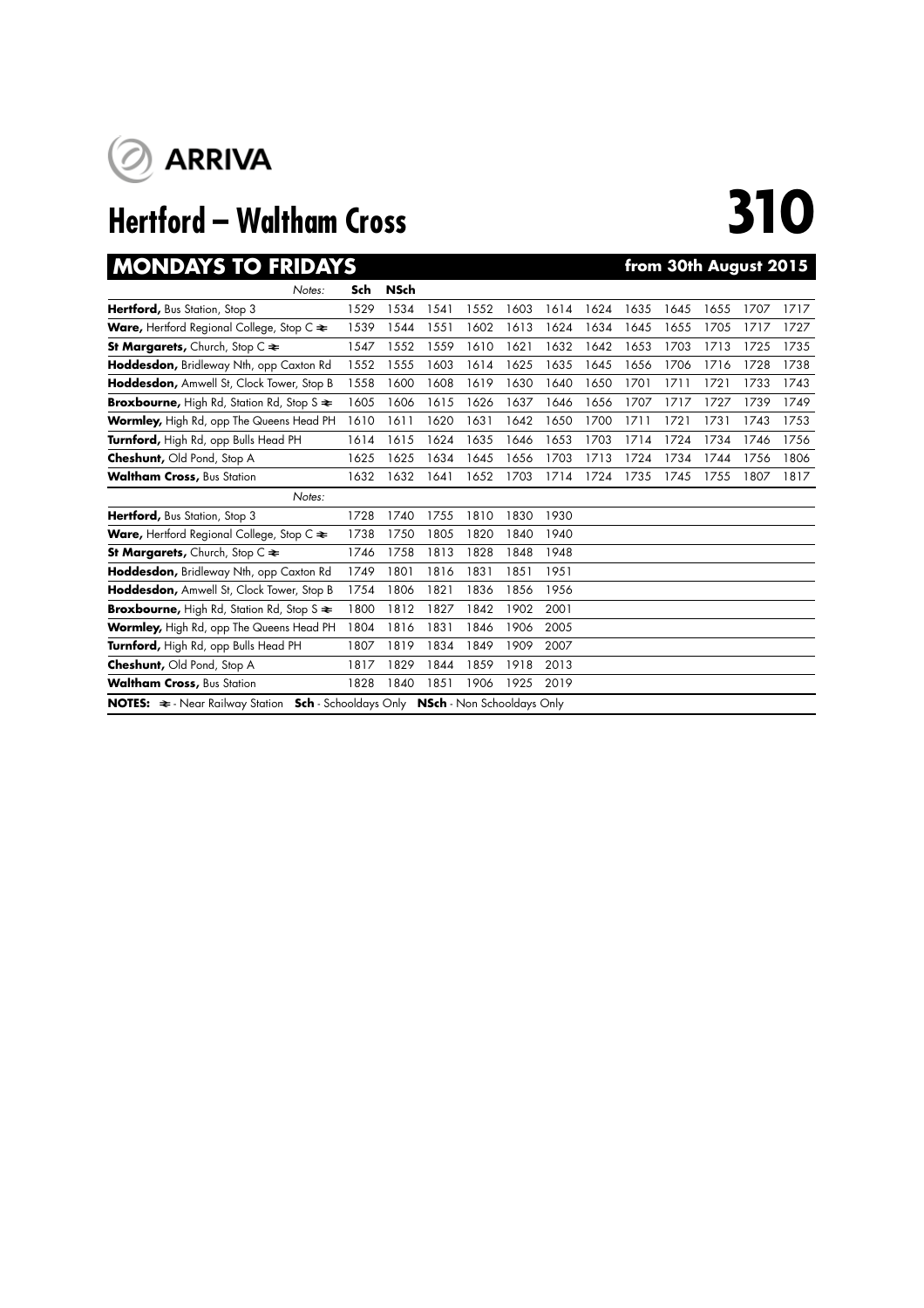ARRIVA

# Hertford – Waltham Cross

# 310

## MONDAYS TO FRIDAYS — from 30th August 2015

| Notes: | Sch | NSch | | | | | | | | | | |
|---|---|---|---|---|---|---|---|---|---|---|---|---|
| **Hertford,** Bus Station, Stop 3 | 1529 | 1534 | 1541 | 1552 | 1603 | 1614 | 1624 | 1635 | 1645 | 1655 | 1707 | 1717 |
| **Ware,** Hertford Regional College, Stop C ≉ | 1539 | 1544 | 1551 | 1602 | 1613 | 1624 | 1634 | 1645 | 1655 | 1705 | 1717 | 1727 |
| **St Margarets,** Church, Stop C ≉ | 1547 | 1552 | 1559 | 1610 | 1621 | 1632 | 1642 | 1653 | 1703 | 1713 | 1725 | 1735 |
| **Hoddesdon,** Bridleway Nth, opp Caxton Rd | 1552 | 1555 | 1603 | 1614 | 1625 | 1635 | 1645 | 1656 | 1706 | 1716 | 1728 | 1738 |
| **Hoddesdon,** Amwell St, Clock Tower, Stop B | 1558 | 1600 | 1608 | 1619 | 1630 | 1640 | 1650 | 1701 | 1711 | 1721 | 1733 | 1743 |
| **Broxbourne,** High Rd, Station Rd, Stop S ≉ | 1605 | 1606 | 1615 | 1626 | 1637 | 1646 | 1656 | 1707 | 1717 | 1727 | 1739 | 1749 |
| **Wormley,** High Rd, opp The Queens Head PH | 1610 | 1611 | 1620 | 1631 | 1642 | 1650 | 1700 | 1711 | 1721 | 1731 | 1743 | 1753 |
| **Turnford,** High Rd, opp Bulls Head PH | 1614 | 1615 | 1624 | 1635 | 1646 | 1653 | 1703 | 1714 | 1724 | 1734 | 1746 | 1756 |
| **Cheshunt,** Old Pond, Stop A | 1625 | 1625 | 1634 | 1645 | 1656 | 1703 | 1713 | 1724 | 1734 | 1744 | 1756 | 1806 |
| **Waltham Cross,** Bus Station | 1632 | 1632 | 1641 | 1652 | 1703 | 1714 | 1724 | 1735 | 1745 | 1755 | 1807 | 1817 |

| Notes: | | | | | | |
|---|---|---|---|---|---|---|
| **Hertford,** Bus Station, Stop 3 | 1728 | 1740 | 1755 | 1810 | 1830 | 1930 |
| **Ware,** Hertford Regional College, Stop C ≉ | 1738 | 1750 | 1805 | 1820 | 1840 | 1940 |
| **St Margarets,** Church, Stop C ≉ | 1746 | 1758 | 1813 | 1828 | 1848 | 1948 |
| **Hoddesdon,** Bridleway Nth, opp Caxton Rd | 1749 | 1801 | 1816 | 1831 | 1851 | 1951 |
| **Hoddesdon,** Amwell St, Clock Tower, Stop B | 1754 | 1806 | 1821 | 1836 | 1856 | 1956 |
| **Broxbourne,** High Rd, Station Rd, Stop S ≉ | 1800 | 1812 | 1827 | 1842 | 1902 | 2001 |
| **Wormley,** High Rd, opp The Queens Head PH | 1804 | 1816 | 1831 | 1846 | 1906 | 2005 |
| **Turnford,** High Rd, opp Bulls Head PH | 1807 | 1819 | 1834 | 1849 | 1909 | 2007 |
| **Cheshunt,** Old Pond, Stop A | 1817 | 1829 | 1844 | 1859 | 1918 | 2013 |
| **Waltham Cross,** Bus Station | 1828 | 1840 | 1851 | 1906 | 1925 | 2019 |

**NOTES:** ≉ - Near Railway Station **Sch** - Schooldays Only **NSch** - Non Schooldays Only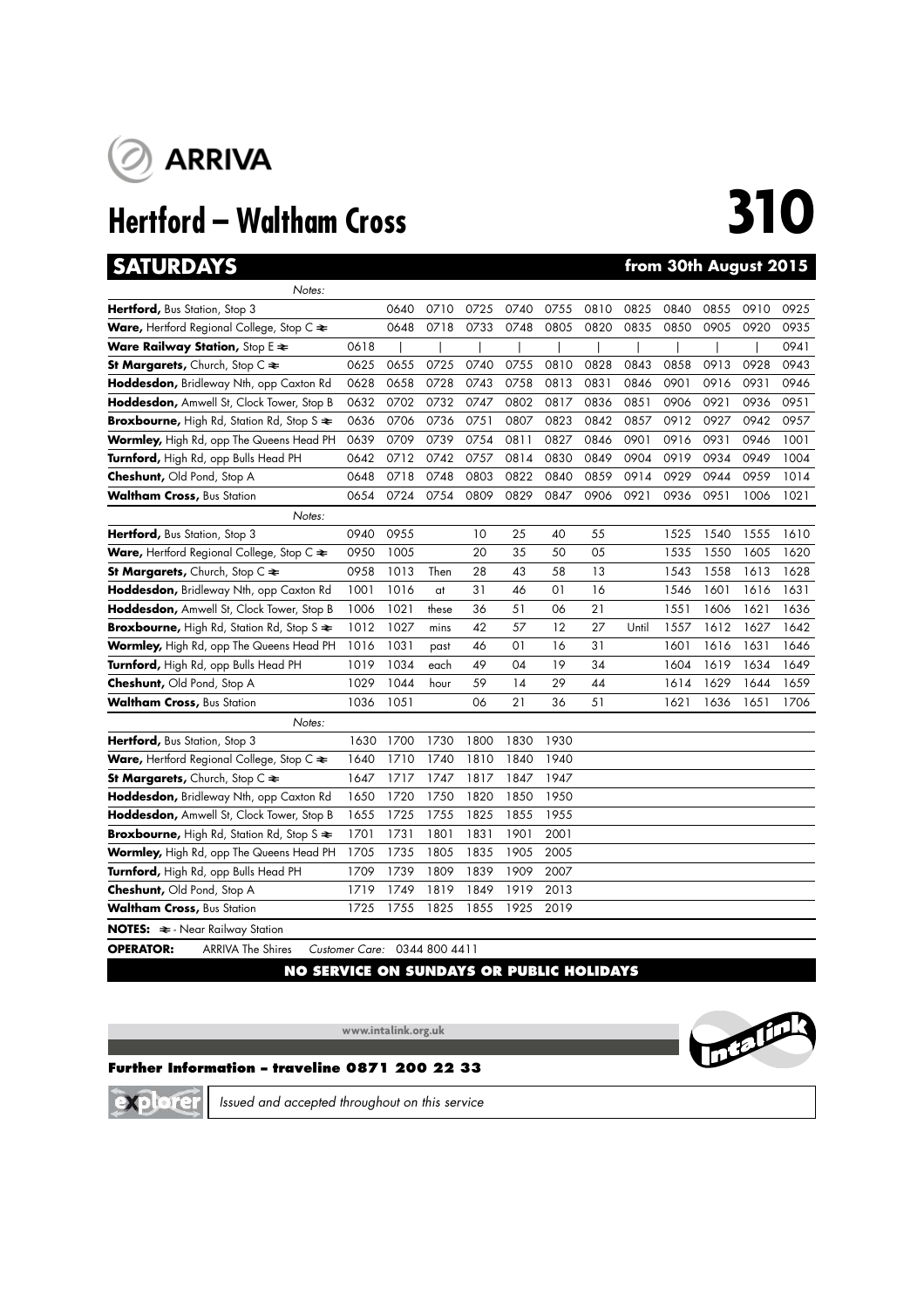ARRIVA

# Hertford – Waltham Cross

# 310

## SATURDAYS

**from 30th August 2015**

| Notes: | | | | | | | | | | | | |
|---|---|---|---|---|---|---|---|---|---|---|---|---|
| **Hertford,** Bus Station, Stop 3 | | 0640 | 0710 | 0725 | 0740 | 0755 | 0810 | 0825 | 0840 | 0855 | 0910 | 0925 |
| **Ware,** Hertford Regional College, Stop C ≉ | | 0648 | 0718 | 0733 | 0748 | 0805 | 0820 | 0835 | 0850 | 0905 | 0920 | 0935 |
| **Ware Railway Station,** Stop E ≉ | 0618 | \| | \| | \| | \| | \| | \| | \| | \| | \| | \| | 0941 |
| **St Margarets,** Church, Stop C ≉ | 0625 | 0655 | 0725 | 0740 | 0755 | 0810 | 0828 | 0843 | 0858 | 0913 | 0928 | 0943 |
| **Hoddesdon,** Bridleway Nth, opp Caxton Rd | 0628 | 0658 | 0728 | 0743 | 0758 | 0813 | 0831 | 0846 | 0901 | 0916 | 0931 | 0946 |
| **Hoddesdon,** Amwell St, Clock Tower, Stop B | 0632 | 0702 | 0732 | 0747 | 0802 | 0817 | 0836 | 0851 | 0906 | 0921 | 0936 | 0951 |
| **Broxbourne,** High Rd, Station Rd, Stop S ≉ | 0636 | 0706 | 0736 | 0751 | 0807 | 0823 | 0842 | 0857 | 0912 | 0927 | 0942 | 0957 |
| **Wormley,** High Rd, opp The Queens Head PH | 0639 | 0709 | 0739 | 0754 | 0811 | 0827 | 0846 | 0901 | 0916 | 0931 | 0946 | 1001 |
| **Turnford,** High Rd, opp Bulls Head PH | 0642 | 0712 | 0742 | 0757 | 0814 | 0830 | 0849 | 0904 | 0919 | 0934 | 0949 | 1004 |
| **Cheshunt,** Old Pond, Stop A | 0648 | 0718 | 0748 | 0803 | 0822 | 0840 | 0859 | 0914 | 0929 | 0944 | 0959 | 1014 |
| **Waltham Cross,** Bus Station | 0654 | 0724 | 0754 | 0809 | 0829 | 0847 | 0906 | 0921 | 0936 | 0951 | 1006 | 1021 |

| Notes: | | | | | | | | | | | | |
|---|---|---|---|---|---|---|---|---|---|---|---|---|
| **Hertford,** Bus Station, Stop 3 | 0940 | 0955 | | 10 | 25 | 40 | 55 | | 1525 | 1540 | 1555 | 1610 |
| **Ware,** Hertford Regional College, Stop C ≉ | 0950 | 1005 | | 20 | 35 | 50 | 05 | | 1535 | 1550 | 1605 | 1620 |
| **St Margarets,** Church, Stop C ≉ | 0958 | 1013 | Then | 28 | 43 | 58 | 13 | | 1543 | 1558 | 1613 | 1628 |
| **Hoddesdon,** Bridleway Nth, opp Caxton Rd | 1001 | 1016 | at | 31 | 46 | 01 | 16 | | 1546 | 1601 | 1616 | 1631 |
| **Hoddesdon,** Amwell St, Clock Tower, Stop B | 1006 | 1021 | these | 36 | 51 | 06 | 21 | | 1551 | 1606 | 1621 | 1636 |
| **Broxbourne,** High Rd, Station Rd, Stop S ≉ | 1012 | 1027 | mins | 42 | 57 | 12 | 27 | Until | 1557 | 1612 | 1627 | 1642 |
| **Wormley,** High Rd, opp The Queens Head PH | 1016 | 1031 | past | 46 | 01 | 16 | 31 | | 1601 | 1616 | 1631 | 1646 |
| **Turnford,** High Rd, opp Bulls Head PH | 1019 | 1034 | each | 49 | 04 | 19 | 34 | | 1604 | 1619 | 1634 | 1649 |
| **Cheshunt,** Old Pond, Stop A | 1029 | 1044 | hour | 59 | 14 | 29 | 44 | | 1614 | 1629 | 1644 | 1659 |
| **Waltham Cross,** Bus Station | 1036 | 1051 | | 06 | 21 | 36 | 51 | | 1621 | 1636 | 1651 | 1706 |

| Notes: | | | | | | |
|---|---|---|---|---|---|---|
| **Hertford,** Bus Station, Stop 3 | 1630 | 1700 | 1730 | 1800 | 1830 | 1930 |
| **Ware,** Hertford Regional College, Stop C ≉ | 1640 | 1710 | 1740 | 1810 | 1840 | 1940 |
| **St Margarets,** Church, Stop C ≉ | 1647 | 1717 | 1747 | 1817 | 1847 | 1947 |
| **Hoddesdon,** Bridleway Nth, opp Caxton Rd | 1650 | 1720 | 1750 | 1820 | 1850 | 1950 |
| **Hoddesdon,** Amwell St, Clock Tower, Stop B | 1655 | 1725 | 1755 | 1825 | 1855 | 1955 |
| **Broxbourne,** High Rd, Station Rd, Stop S ≉ | 1701 | 1731 | 1801 | 1831 | 1901 | 2001 |
| **Wormley,** High Rd, opp The Queens Head PH | 1705 | 1735 | 1805 | 1835 | 1905 | 2005 |
| **Turnford,** High Rd, opp Bulls Head PH | 1709 | 1739 | 1809 | 1839 | 1909 | 2007 |
| **Cheshunt,** Old Pond, Stop A | 1719 | 1749 | 1819 | 1849 | 1919 | 2013 |
| **Waltham Cross,** Bus Station | 1725 | 1755 | 1825 | 1855 | 1925 | 2019 |

**NOTES:** ≉ - Near Railway Station

**OPERATOR:** ARRIVA The Shires *Customer Care:* 0344 800 4411

**NO SERVICE ON SUNDAYS OR PUBLIC HOLIDAYS**

www.intalink.org.uk

Intalink

**Further Information – traveline 0871 200 22 33**

explorer *Issued and accepted throughout on this service*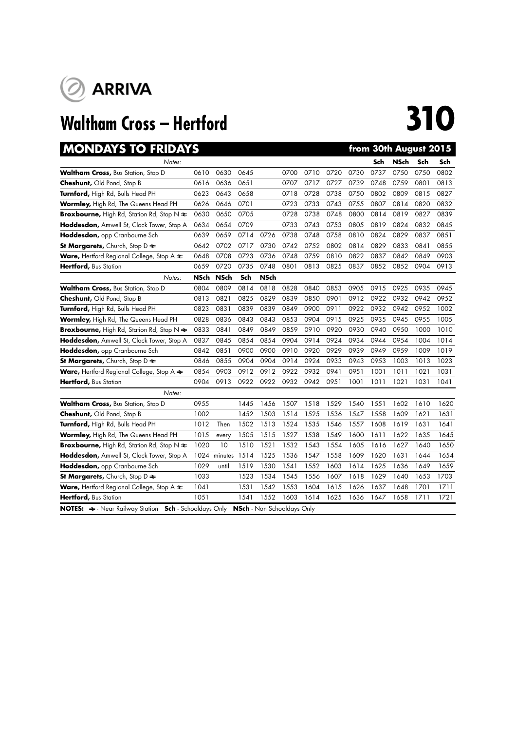ARRIVA

# Waltham Cross – Hertford

# 310

## MONDAYS TO FRIDAYS — from 30th August 2015

| Notes: | | | | | | | | | Sch | NSch | Sch | Sch |
|---|---|---|---|---|---|---|---|---|---|---|---|---|
| **Waltham Cross,** Bus Station, Stop D | 0610 | 0630 | 0645 | | 0700 | 0710 | 0720 | 0730 | 0737 | 0750 | 0750 | 0802 |
| **Cheshunt,** Old Pond, Stop B | 0616 | 0636 | 0651 | | 0707 | 0717 | 0727 | 0739 | 0748 | 0759 | 0801 | 0813 |
| **Turnford,** High Rd, Bulls Head PH | 0623 | 0643 | 0658 | | 0718 | 0728 | 0738 | 0750 | 0802 | 0809 | 0815 | 0827 |
| **Wormley,** High Rd, The Queens Head PH | 0626 | 0646 | 0701 | | 0723 | 0733 | 0743 | 0755 | 0807 | 0814 | 0820 | 0832 |
| **Broxbourne,** High Rd, Station Rd, Stop N ≹ | 0630 | 0650 | 0705 | | 0728 | 0738 | 0748 | 0800 | 0814 | 0819 | 0827 | 0839 |
| **Hoddesdon,** Amwell St, Clock Tower, Stop A | 0634 | 0654 | 0709 | | 0733 | 0743 | 0753 | 0805 | 0819 | 0824 | 0832 | 0845 |
| **Hoddesdon,** opp Cranbourne Sch | 0639 | 0659 | 0714 | 0726 | 0738 | 0748 | 0758 | 0810 | 0824 | 0829 | 0837 | 0851 |
| **St Margarets,** Church, Stop D ≹ | 0642 | 0702 | 0717 | 0730 | 0742 | 0752 | 0802 | 0814 | 0829 | 0833 | 0841 | 0855 |
| **Ware,** Hertford Regional College, Stop A ≹ | 0648 | 0708 | 0723 | 0736 | 0748 | 0759 | 0810 | 0822 | 0837 | 0842 | 0849 | 0903 |
| **Hertford,** Bus Station | 0659 | 0720 | 0735 | 0748 | 0801 | 0813 | 0825 | 0837 | 0852 | 0852 | 0904 | 0913 |
| Notes: | NSch | NSch | Sch | NSch | | | | | | | | |
| **Waltham Cross,** Bus Station, Stop D | 0804 | 0809 | 0814 | 0818 | 0828 | 0840 | 0853 | 0905 | 0915 | 0925 | 0935 | 0945 |
| **Cheshunt,** Old Pond, Stop B | 0813 | 0821 | 0825 | 0829 | 0839 | 0850 | 0901 | 0912 | 0922 | 0932 | 0942 | 0952 |
| **Turnford,** High Rd, Bulls Head PH | 0823 | 0831 | 0839 | 0839 | 0849 | 0900 | 0911 | 0922 | 0932 | 0942 | 0952 | 1002 |
| **Wormley,** High Rd, The Queens Head PH | 0828 | 0836 | 0843 | 0843 | 0853 | 0904 | 0915 | 0925 | 0935 | 0945 | 0955 | 1005 |
| **Broxbourne,** High Rd, Station Rd, Stop N ≹ | 0833 | 0841 | 0849 | 0849 | 0859 | 0910 | 0920 | 0930 | 0940 | 0950 | 1000 | 1010 |
| **Hoddesdon,** Amwell St, Clock Tower, Stop A | 0837 | 0845 | 0854 | 0854 | 0904 | 0914 | 0924 | 0934 | 0944 | 0954 | 1004 | 1014 |
| **Hoddesdon,** opp Cranbourne Sch | 0842 | 0851 | 0900 | 0900 | 0910 | 0920 | 0929 | 0939 | 0949 | 0959 | 1009 | 1019 |
| **St Margarets,** Church, Stop D ≹ | 0846 | 0855 | 0904 | 0904 | 0914 | 0924 | 0933 | 0943 | 0953 | 1003 | 1013 | 1023 |
| **Ware,** Hertford Regional College, Stop A ≹ | 0854 | 0903 | 0912 | 0912 | 0922 | 0932 | 0941 | 0951 | 1001 | 1011 | 1021 | 1031 |
| **Hertford,** Bus Station | 0904 | 0913 | 0922 | 0922 | 0932 | 0942 | 0951 | 1001 | 1011 | 1021 | 1031 | 1041 |
| Notes: | | | | | | | | | | | | |
| **Waltham Cross,** Bus Station, Stop D | 0955 | | 1445 | 1456 | 1507 | 1518 | 1529 | 1540 | 1551 | 1602 | 1610 | 1620 |
| **Cheshunt,** Old Pond, Stop B | 1002 | | 1452 | 1503 | 1514 | 1525 | 1536 | 1547 | 1558 | 1609 | 1621 | 1631 |
| **Turnford,** High Rd, Bulls Head PH | 1012 | Then | 1502 | 1513 | 1524 | 1535 | 1546 | 1557 | 1608 | 1619 | 1631 | 1641 |
| **Wormley,** High Rd, The Queens Head PH | 1015 | every | 1505 | 1515 | 1527 | 1538 | 1549 | 1600 | 1611 | 1622 | 1635 | 1645 |
| **Broxbourne,** High Rd, Station Rd, Stop N ≹ | 1020 | 10 | 1510 | 1521 | 1532 | 1543 | 1554 | 1605 | 1616 | 1627 | 1640 | 1650 |
| **Hoddesdon,** Amwell St, Clock Tower, Stop A | 1024 | minutes | 1514 | 1525 | 1536 | 1547 | 1558 | 1609 | 1620 | 1631 | 1644 | 1654 |
| **Hoddesdon,** opp Cranbourne Sch | 1029 | until | 1519 | 1530 | 1541 | 1552 | 1603 | 1614 | 1625 | 1636 | 1649 | 1659 |
| **St Margarets,** Church, Stop D ≹ | 1033 | | 1523 | 1534 | 1545 | 1556 | 1607 | 1618 | 1629 | 1640 | 1653 | 1703 |
| **Ware,** Hertford Regional College, Stop A ≹ | 1041 | | 1531 | 1542 | 1553 | 1604 | 1615 | 1626 | 1637 | 1648 | 1701 | 1711 |
| **Hertford,** Bus Station | 1051 | | 1541 | 1552 | 1603 | 1614 | 1625 | 1636 | 1647 | 1658 | 1711 | 1721 |

**NOTES:** ≹ - Near Railway Station **Sch** - Schooldays Only **NSch** - Non Schooldays Only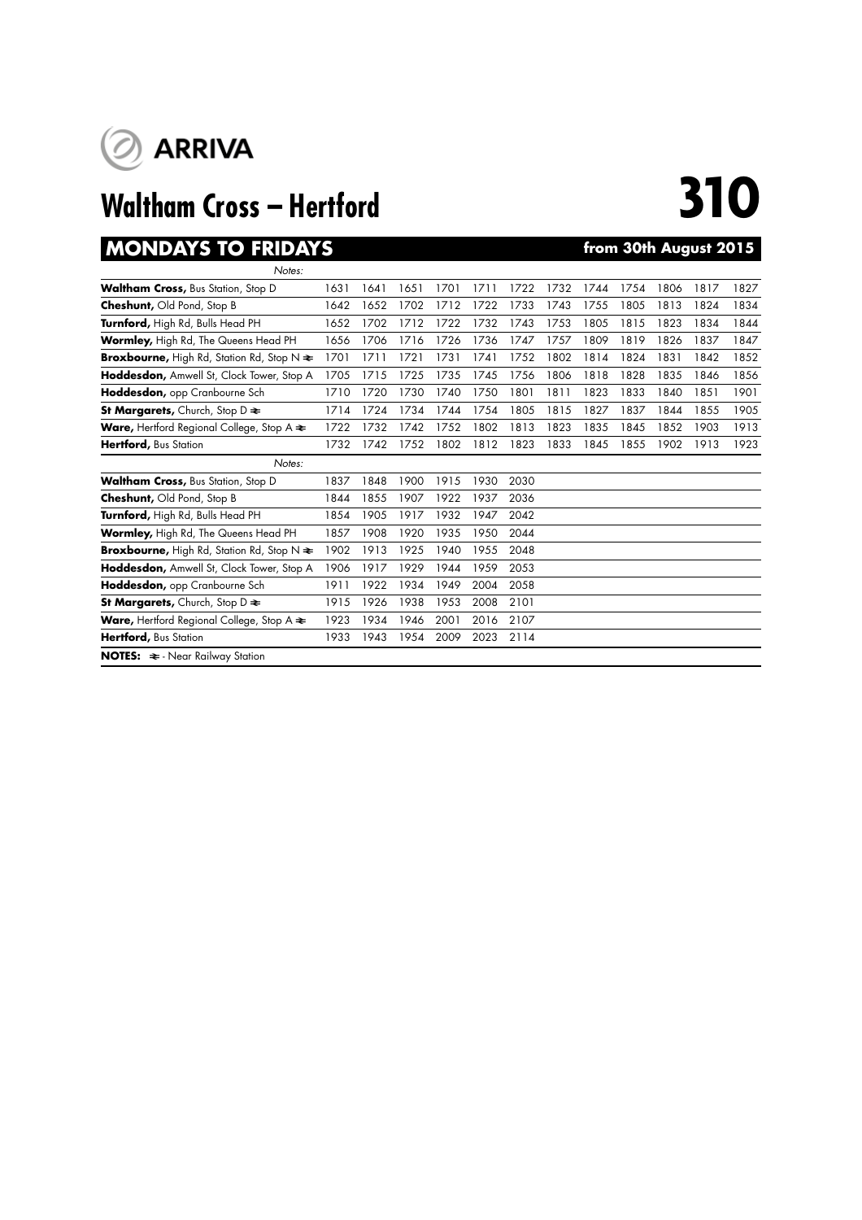ARRIVA

# Waltham Cross – Hertford

# 310

## MONDAYS TO FRIDAYS

**from 30th August 2015**

| *Notes:* | | | | | | | | | | | | |
|---|---|---|---|---|---|---|---|---|---|---|---|---|
| **Waltham Cross,** Bus Station, Stop D | 1631 | 1641 | 1651 | 1701 | 1711 | 1722 | 1732 | 1744 | 1754 | 1806 | 1817 | 1827 |
| **Cheshunt,** Old Pond, Stop B | 1642 | 1652 | 1702 | 1712 | 1722 | 1733 | 1743 | 1755 | 1805 | 1813 | 1824 | 1834 |
| **Turnford,** High Rd, Bulls Head PH | 1652 | 1702 | 1712 | 1722 | 1732 | 1743 | 1753 | 1805 | 1815 | 1823 | 1834 | 1844 |
| **Wormley,** High Rd, The Queens Head PH | 1656 | 1706 | 1716 | 1726 | 1736 | 1747 | 1757 | 1809 | 1819 | 1826 | 1837 | 1847 |
| **Broxbourne,** High Rd, Station Rd, Stop N ≥ | 1701 | 1711 | 1721 | 1731 | 1741 | 1752 | 1802 | 1814 | 1824 | 1831 | 1842 | 1852 |
| **Hoddesdon,** Amwell St, Clock Tower, Stop A | 1705 | 1715 | 1725 | 1735 | 1745 | 1756 | 1806 | 1818 | 1828 | 1835 | 1846 | 1856 |
| **Hoddesdon,** opp Cranbourne Sch | 1710 | 1720 | 1730 | 1740 | 1750 | 1801 | 1811 | 1823 | 1833 | 1840 | 1851 | 1901 |
| **St Margarets,** Church, Stop D ≥ | 1714 | 1724 | 1734 | 1744 | 1754 | 1805 | 1815 | 1827 | 1837 | 1844 | 1855 | 1905 |
| **Ware,** Hertford Regional College, Stop A ≥ | 1722 | 1732 | 1742 | 1752 | 1802 | 1813 | 1823 | 1835 | 1845 | 1852 | 1903 | 1913 |
| **Hertford,** Bus Station | 1732 | 1742 | 1752 | 1802 | 1812 | 1823 | 1833 | 1845 | 1855 | 1902 | 1913 | 1923 |

| *Notes:* | | | | | | |
|---|---|---|---|---|---|---|
| **Waltham Cross,** Bus Station, Stop D | 1837 | 1848 | 1900 | 1915 | 1930 | 2030 |
| **Cheshunt,** Old Pond, Stop B | 1844 | 1855 | 1907 | 1922 | 1937 | 2036 |
| **Turnford,** High Rd, Bulls Head PH | 1854 | 1905 | 1917 | 1932 | 1947 | 2042 |
| **Wormley,** High Rd, The Queens Head PH | 1857 | 1908 | 1920 | 1935 | 1950 | 2044 |
| **Broxbourne,** High Rd, Station Rd, Stop N ≥ | 1902 | 1913 | 1925 | 1940 | 1955 | 2048 |
| **Hoddesdon,** Amwell St, Clock Tower, Stop A | 1906 | 1917 | 1929 | 1944 | 1959 | 2053 |
| **Hoddesdon,** opp Cranbourne Sch | 1911 | 1922 | 1934 | 1949 | 2004 | 2058 |
| **St Margarets,** Church, Stop D ≥ | 1915 | 1926 | 1938 | 1953 | 2008 | 2101 |
| **Ware,** Hertford Regional College, Stop A ≥ | 1923 | 1934 | 1946 | 2001 | 2016 | 2107 |
| **Hertford,** Bus Station | 1933 | 1943 | 1954 | 2009 | 2023 | 2114 |

**NOTES:** ≥ - Near Railway Station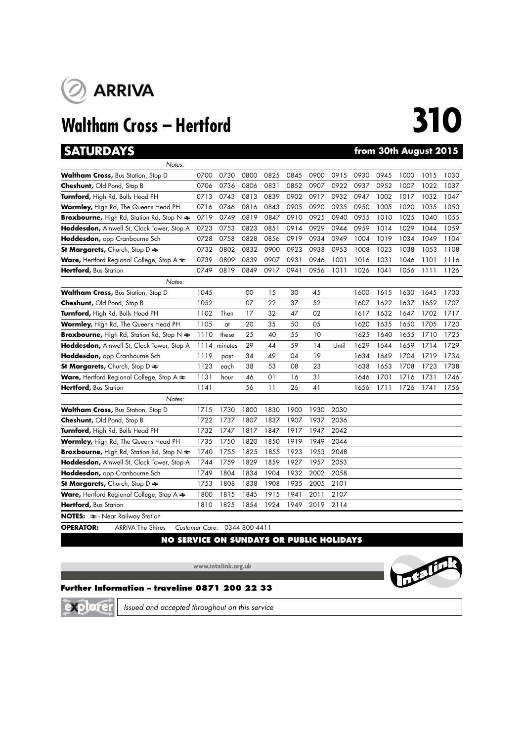ARRIVA

# Waltham Cross – Hertford

# 310

## SATURDAYS

**from 30th August 2015**

| Notes: | | | | | | | | | | | | |
|---|---|---|---|---|---|---|---|---|---|---|---|---|
| **Waltham Cross,** Bus Station, Stop D | 0700 | 0730 | 0800 | 0825 | 0845 | 0900 | 0915 | 0930 | 0945 | 1000 | 1015 | 1030 |
| **Cheshunt,** Old Pond, Stop B | 0706 | 0736 | 0806 | 0831 | 0852 | 0907 | 0922 | 0937 | 0952 | 1007 | 1022 | 1037 |
| **Turnford,** High Rd, Bulls Head PH | 0713 | 0743 | 0813 | 0839 | 0902 | 0917 | 0932 | 0947 | 1002 | 1017 | 1032 | 1047 |
| **Wormley,** High Rd, The Queens Head PH | 0716 | 0746 | 0816 | 0843 | 0905 | 0920 | 0935 | 0950 | 1005 | 1020 | 1035 | 1050 |
| **Broxbourne,** High Rd, Station Rd, Stop N ≉ | 0719 | 0749 | 0819 | 0847 | 0910 | 0925 | 0940 | 0955 | 1010 | 1025 | 1040 | 1055 |
| **Hoddesdon,** Amwell St, Clock Tower, Stop A | 0723 | 0753 | 0823 | 0851 | 0914 | 0929 | 0944 | 0959 | 1014 | 1029 | 1044 | 1059 |
| **Hoddesdon,** opp Cranbourne Sch | 0728 | 0758 | 0828 | 0856 | 0919 | 0934 | 0949 | 1004 | 1019 | 1034 | 1049 | 1104 |
| **St Margarets,** Church, Stop D ≉ | 0732 | 0802 | 0832 | 0900 | 0923 | 0938 | 0953 | 1008 | 1023 | 1038 | 1053 | 1108 |
| **Ware,** Hertford Regional College, Stop A ≉ | 0739 | 0809 | 0839 | 0907 | 0931 | 0946 | 1001 | 1016 | 1031 | 1046 | 1101 | 1116 |
| **Hertford,** Bus Station | 0749 | 0819 | 0849 | 0917 | 0941 | 0956 | 1011 | 1026 | 1041 | 1056 | 1111 | 1126 |

| Notes: | | | | | | | | | | | | |
|---|---|---|---|---|---|---|---|---|---|---|---|---|
| **Waltham Cross,** Bus Station, Stop D | 1045 | | 00 | 15 | 30 | 45 | | 1600 | 1615 | 1630 | 1645 | 1700 |
| **Cheshunt,** Old Pond, Stop B | 1052 | | 07 | 22 | 37 | 52 | | 1607 | 1622 | 1637 | 1652 | 1707 |
| **Turnford,** High Rd, Bulls Head PH | 1102 | Then | 17 | 32 | 47 | 02 | | 1617 | 1632 | 1647 | 1702 | 1717 |
| **Wormley,** High Rd, The Queens Head PH | 1105 | at | 20 | 35 | 50 | 05 | | 1620 | 1635 | 1650 | 1705 | 1720 |
| **Broxbourne,** High Rd, Station Rd, Stop N ≉ | 1110 | these | 25 | 40 | 55 | 10 | | 1625 | 1640 | 1655 | 1710 | 1725 |
| **Hoddesdon,** Amwell St, Clock Tower, Stop A | 1114 | minutes | 29 | 44 | 59 | 14 | Until | 1629 | 1644 | 1659 | 1714 | 1729 |
| **Hoddesdon,** opp Cranbourne Sch | 1119 | past | 34 | 49 | 04 | 19 | | 1634 | 1649 | 1704 | 1719 | 1734 |
| **St Margarets,** Church, Stop D ≉ | 1123 | each | 38 | 53 | 08 | 23 | | 1638 | 1653 | 1708 | 1723 | 1738 |
| **Ware,** Hertford Regional College, Stop A ≉ | 1131 | hour | 46 | 01 | 16 | 31 | | 1646 | 1701 | 1716 | 1731 | 1746 |
| **Hertford,** Bus Station | 1141 | | 56 | 11 | 26 | 41 | | 1656 | 1711 | 1726 | 1741 | 1756 |

| Notes: | | | | | | | |
|---|---|---|---|---|---|---|---|
| **Waltham Cross,** Bus Station, Stop D | 1715 | 1730 | 1800 | 1830 | 1900 | 1930 | 2030 |
| **Cheshunt,** Old Pond, Stop B | 1722 | 1737 | 1807 | 1837 | 1907 | 1937 | 2036 |
| **Turnford,** High Rd, Bulls Head PH | 1732 | 1747 | 1817 | 1847 | 1917 | 1947 | 2042 |
| **Wormley,** High Rd, The Queens Head PH | 1735 | 1750 | 1820 | 1850 | 1919 | 1949 | 2044 |
| **Broxbourne,** High Rd, Station Rd, Stop N ≉ | 1740 | 1755 | 1825 | 1855 | 1923 | 1953 | 2048 |
| **Hoddesdon,** Amwell St, Clock Tower, Stop A | 1744 | 1759 | 1829 | 1859 | 1927 | 1957 | 2053 |
| **Hoddesdon,** opp Cranbourne Sch | 1749 | 1804 | 1834 | 1904 | 1932 | 2002 | 2058 |
| **St Margarets,** Church, Stop D ≉ | 1753 | 1808 | 1838 | 1908 | 1935 | 2005 | 2101 |
| **Ware,** Hertford Regional College, Stop A ≉ | 1800 | 1815 | 1845 | 1915 | 1941 | 2011 | 2107 |
| **Hertford,** Bus Station | 1810 | 1825 | 1854 | 1924 | 1949 | 2019 | 2114 |

**NOTES:** ≉ - Near Railway Station

**OPERATOR:** ARRIVA The Shires *Customer Care:* 0344 800 4411

**NO SERVICE ON SUNDAYS OR PUBLIC HOLIDAYS**

www.intalink.org.uk

Intalink

**Further Information – traveline 0871 200 22 33**

explorer *Issued and accepted throughout on this service*